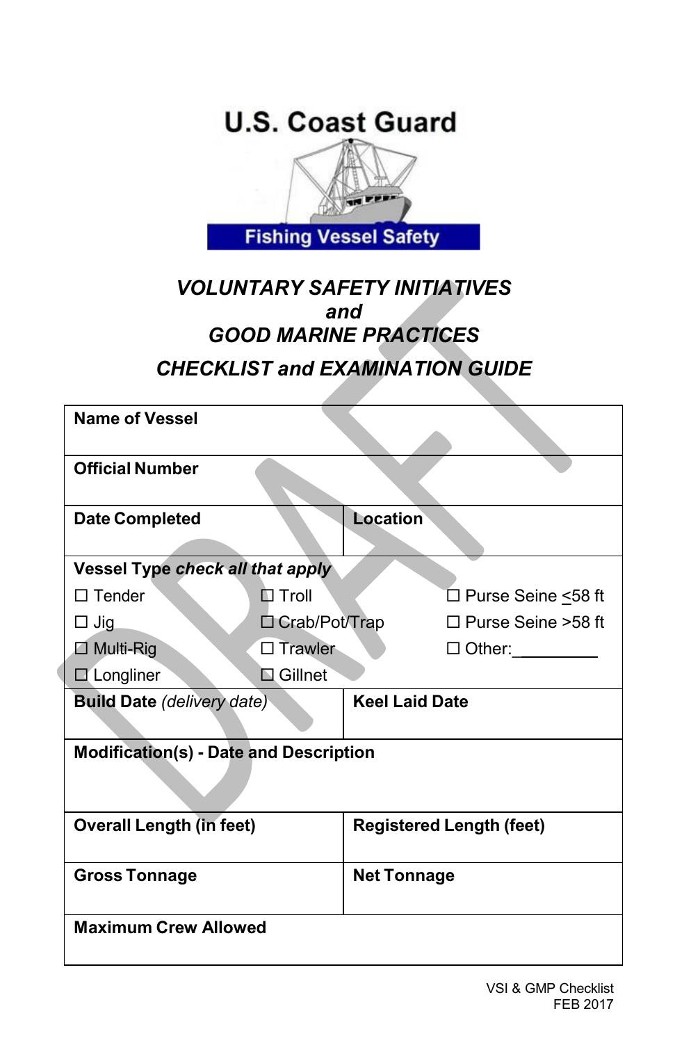U.S. Coast Guard

Fishing Vessel Safety

# *VOLUNTARY SAFETY INITIATIVES and GOOD MARINE PRACTICES*

## *CHECKLIST and EXAMINATION GUIDE*

| **Name of Vessel** | | |
|---|---|---|
| **Official Number** | | |
| **Date Completed** | **Location** | |
| **Vessel Type** ***check all that apply*** | | |
| ☐ Tender | ☐ Troll | ☐ Purse Seine ≤58 ft |
| ☐ Jig | ☐ Crab/Pot/Trap | ☐ Purse Seine >58 ft |
| ☐ Multi-Rig | ☐ Trawler | ☐ Other:_________ |
| ☐ Longliner | ☐ Gillnet | |
| **Build Date** *(delivery date)* | **Keel Laid Date** | |
| **Modification(s) - Date and Description** | | |
| **Overall Length (in feet)** | **Registered Length (feet)** | |
| **Gross Tonnage** | **Net Tonnage** | |
| **Maximum Crew Allowed** | | |

VSI & GMP Checklist
FEB 2017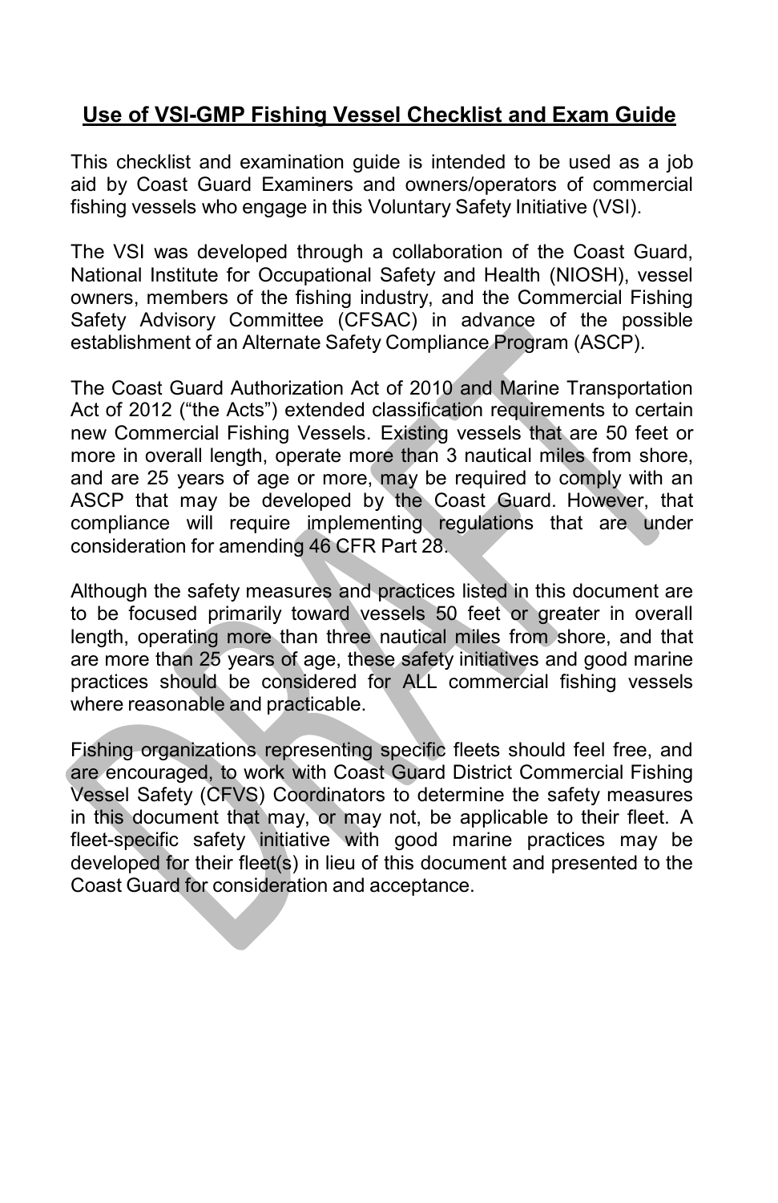## Use of VSI-GMP Fishing Vessel Checklist and Exam Guide

This checklist and examination guide is intended to be used as a job aid by Coast Guard Examiners and owners/operators of commercial fishing vessels who engage in this Voluntary Safety Initiative (VSI).

The VSI was developed through a collaboration of the Coast Guard, National Institute for Occupational Safety and Health (NIOSH), vessel owners, members of the fishing industry, and the Commercial Fishing Safety Advisory Committee (CFSAC) in advance of the possible establishment of an Alternate Safety Compliance Program (ASCP).

The Coast Guard Authorization Act of 2010 and Marine Transportation Act of 2012 ("the Acts") extended classification requirements to certain new Commercial Fishing Vessels. Existing vessels that are 50 feet or more in overall length, operate more than 3 nautical miles from shore, and are 25 years of age or more, may be required to comply with an ASCP that may be developed by the Coast Guard. However, that compliance will require implementing regulations that are under consideration for amending 46 CFR Part 28.

Although the safety measures and practices listed in this document are to be focused primarily toward vessels 50 feet or greater in overall length, operating more than three nautical miles from shore, and that are more than 25 years of age, these safety initiatives and good marine practices should be considered for ALL commercial fishing vessels where reasonable and practicable.

Fishing organizations representing specific fleets should feel free, and are encouraged, to work with Coast Guard District Commercial Fishing Vessel Safety (CFVS) Coordinators to determine the safety measures in this document that may, or may not, be applicable to their fleet. A fleet-specific safety initiative with good marine practices may be developed for their fleet(s) in lieu of this document and presented to the Coast Guard for consideration and acceptance.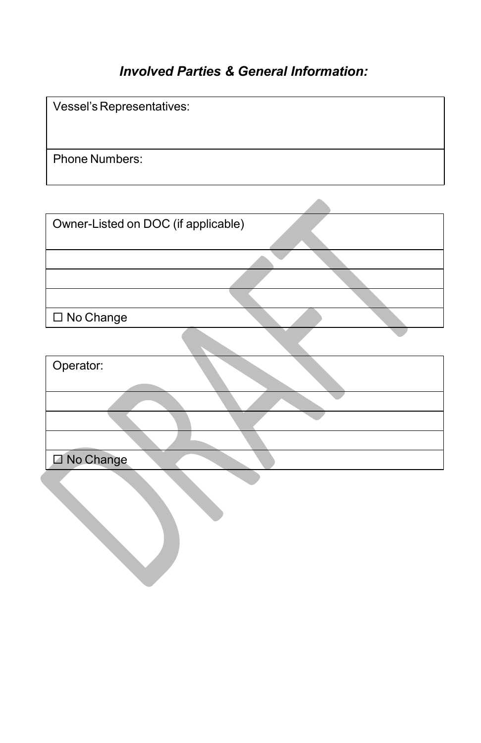***Involved Parties & General Information:***

| Vessel's Representatives: |
| --- |
| Phone Numbers: |

| Owner-Listed on DOC (if applicable) |
| --- |
| |
| |
| |
| ☐ No Change |

| Operator: |
| --- |
| |
| |
| |
| ☐ No Change |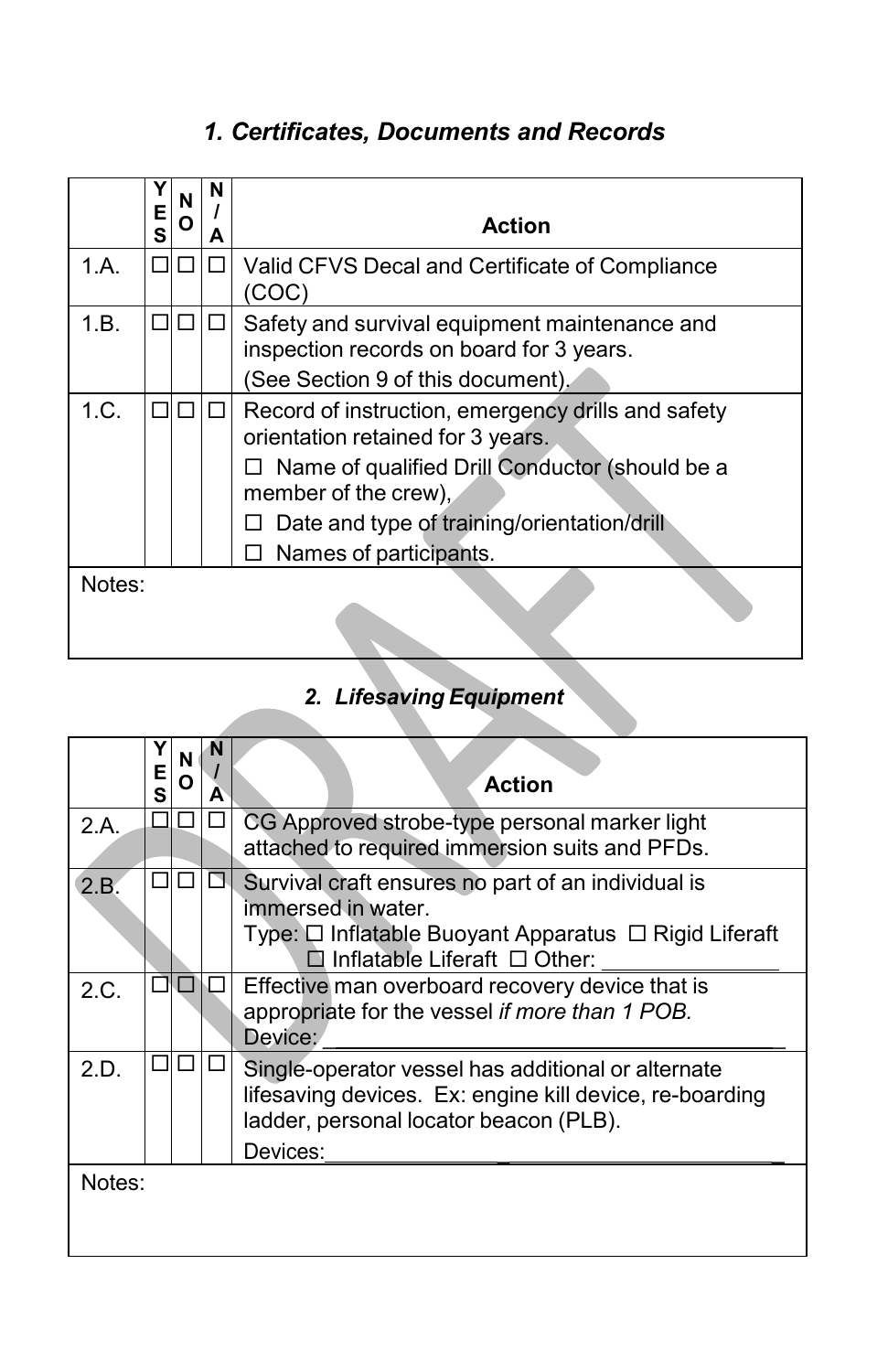## *1. Certificates, Documents and Records*

| | YES | NO | N/A | Action |
|---|---|---|---|---|
| 1.A. | ☐ | ☐ | ☐ | Valid CFVS Decal and Certificate of Compliance (COC) |
| 1.B. | ☐ | ☐ | ☐ | Safety and survival equipment maintenance and inspection records on board for 3 years. (See Section 9 of this document). |
| 1.C. | ☐ | ☐ | ☐ | Record of instruction, emergency drills and safety orientation retained for 3 years. ☐ Name of qualified Drill Conductor (should be a member of the crew), ☐ Date and type of training/orientation/drill ☐ Names of participants. |
| Notes: | | | | |

## *2. Lifesaving Equipment*

| | YES | NO | N/A | Action |
|---|---|---|---|---|
| 2.A. | ☐ | ☐ | ☐ | CG Approved strobe-type personal marker light attached to required immersion suits and PFDs. |
| 2.B. | ☐ | ☐ | ☐ | Survival craft ensures no part of an individual is immersed in water. Type: ☐ Inflatable Buoyant Apparatus ☐ Rigid Liferaft ☐ Inflatable Liferaft ☐ Other: _______________ |
| 2.C. | ☐ | ☐ | ☐ | Effective man overboard recovery device that is appropriate for the vessel *if more than 1 POB.* Device: ______________________________________ |
| 2.D. | ☐ | ☐ | ☐ | Single-operator vessel has additional or alternate lifesaving devices. Ex: engine kill device, re-boarding ladder, personal locator beacon (PLB). Devices:_______________________________________ |
| Notes: | | | | |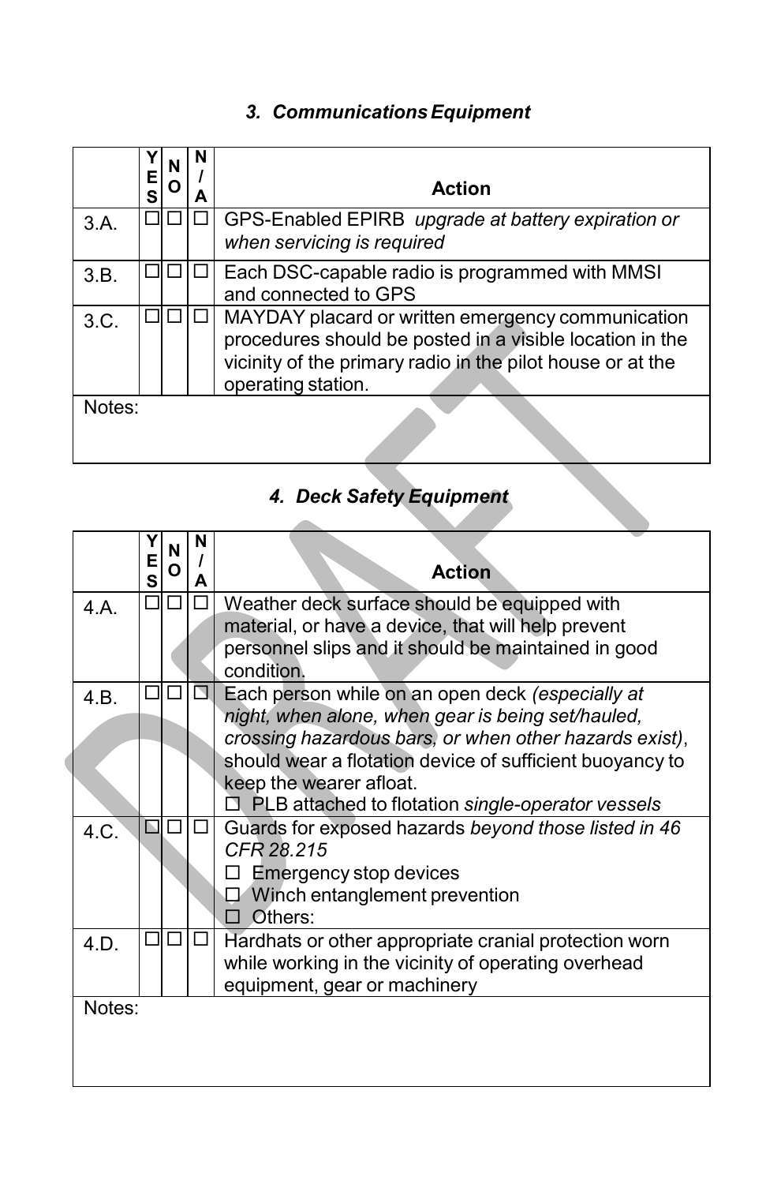### *3. Communications Equipment*

| | YES | NO | N/A | Action |
|---|---|---|---|---|
| 3.A. | ☐ | ☐ | ☐ | GPS-Enabled EPIRB *upgrade at battery expiration or when servicing is required* |
| 3.B. | ☐ | ☐ | ☐ | Each DSC-capable radio is programmed with MMSI and connected to GPS |
| 3.C. | ☐ | ☐ | ☐ | MAYDAY placard or written emergency communication procedures should be posted in a visible location in the vicinity of the primary radio in the pilot house or at the operating station. |
| Notes: | | | | |

### *4. Deck Safety Equipment*

| | YES | NO | N/A | Action |
|---|---|---|---|---|
| 4.A. | ☐ | ☐ | ☐ | Weather deck surface should be equipped with material, or have a device, that will help prevent personnel slips and it should be maintained in good condition. |
| 4.B. | ☐ | ☐ | ☐ | Each person while on an open deck *(especially at night, when alone, when gear is being set/hauled, crossing hazardous bars, or when other hazards exist)*, should wear a flotation device of sufficient buoyancy to keep the wearer afloat.<br>☐ PLB attached to flotation *single-operator vessels* |
| 4.C. | ☐ | ☐ | ☐ | Guards for exposed hazards *beyond those listed in 46 CFR 28.215*<br>☐ Emergency stop devices<br>☐ Winch entanglement prevention<br>☐ Others: |
| 4.D. | ☐ | ☐ | ☐ | Hardhats or other appropriate cranial protection worn while working in the vicinity of operating overhead equipment, gear or machinery |
| Notes: | | | | |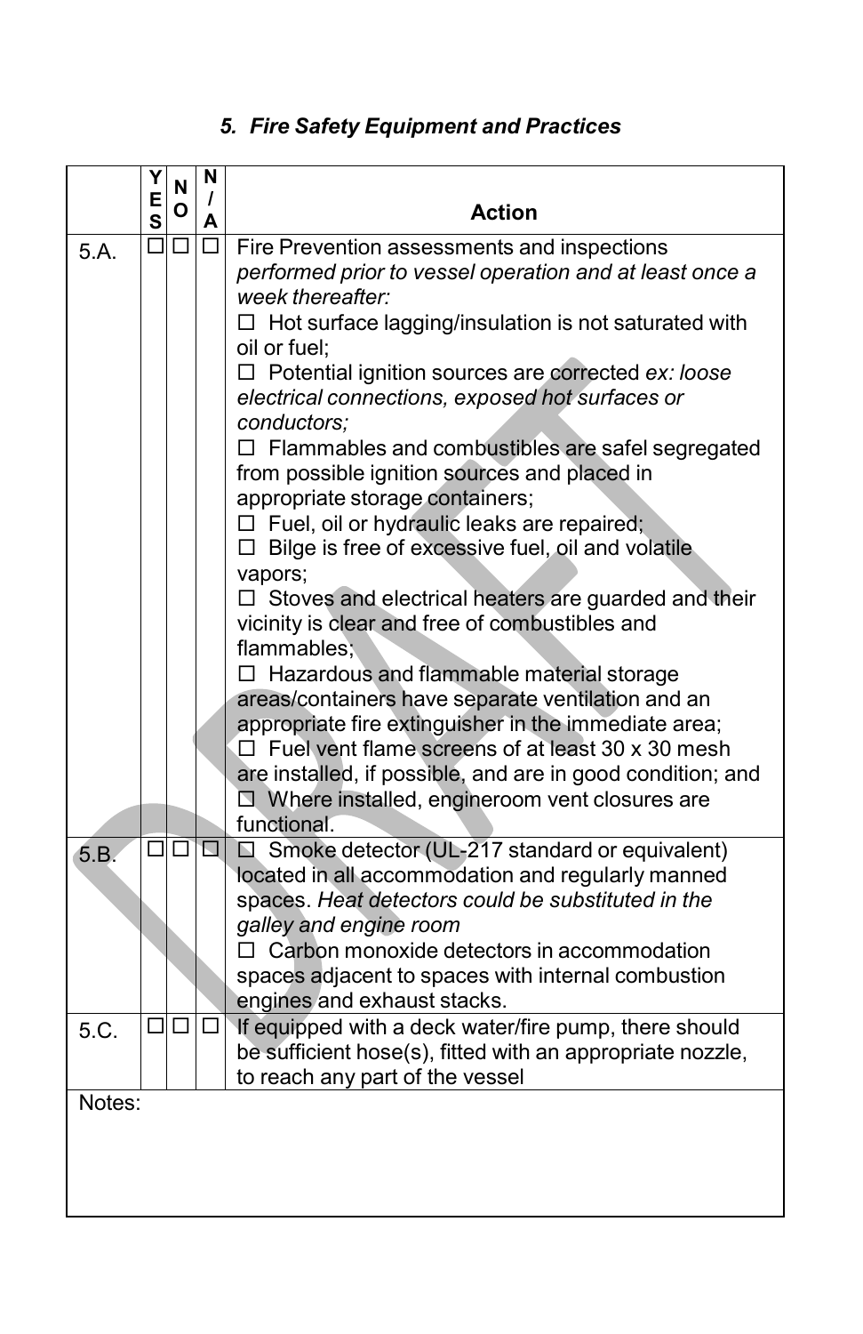### *5. Fire Safety Equipment and Practices*

| | YES | NO | N/A | Action |
|---|---|---|---|---|
| 5.A. | ☐ | ☐ | ☐ | Fire Prevention assessments and inspections *performed prior to vessel operation and at least once a week thereafter:*<br>☐ Hot surface lagging/insulation is not saturated with oil or fuel;<br>☐ Potential ignition sources are corrected *ex: loose electrical connections, exposed hot surfaces or conductors;*<br>☐ Flammables and combustibles are safel segregated from possible ignition sources and placed in appropriate storage containers;<br>☐ Fuel, oil or hydraulic leaks are repaired;<br>☐ Bilge is free of excessive fuel, oil and volatile vapors;<br>☐ Stoves and electrical heaters are guarded and their vicinity is clear and free of combustibles and flammables;<br>☐ Hazardous and flammable material storage areas/containers have separate ventilation and an appropriate fire extinguisher in the immediate area;<br>☐ Fuel vent flame screens of at least 30 x 30 mesh are installed, if possible, and are in good condition; and<br>☐ Where installed, engineroom vent closures are functional. |
| 5.B. | ☐ | ☐ | ☐ | ☐ Smoke detector (UL-217 standard or equivalent) located in all accommodation and regularly manned spaces. *Heat detectors could be substituted in the galley and engine room*<br>☐ Carbon monoxide detectors in accommodation spaces adjacent to spaces with internal combustion engines and exhaust stacks. |
| 5.C. | ☐ | ☐ | ☐ | If equipped with a deck water/fire pump, there should be sufficient hose(s), fitted with an appropriate nozzle, to reach any part of the vessel |
| Notes: | | | | |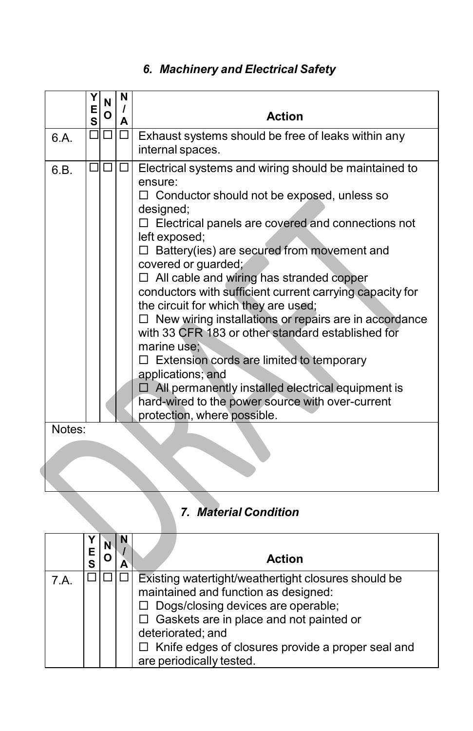### *6. Machinery and Electrical Safety*

| | YES | NO | N/A | Action |
|---|---|---|---|---|
| 6.A. | ☐ | ☐ | ☐ | Exhaust systems should be free of leaks within any internal spaces. |
| 6.B. | ☐ | ☐ | ☐ | Electrical systems and wiring should be maintained to ensure:<br>☐ Conductor should not be exposed, unless so designed;<br>☐ Electrical panels are covered and connections not left exposed;<br>☐ Battery(ies) are secured from movement and covered or guarded;<br>☐ All cable and wiring has stranded copper conductors with sufficient current carrying capacity for the circuit for which they are used;<br>☐ New wiring installations or repairs are in accordance with 33 CFR 183 or other standard established for marine use;<br>☐ Extension cords are limited to temporary applications; and<br>☐ All permanently installed electrical equipment is hard-wired to the power source with over-current protection, where possible. |
| Notes: | | | | |

### *7. Material Condition*

| | YES | NO | N/A | Action |
|---|---|---|---|---|
| 7.A. | ☐ | ☐ | ☐ | Existing watertight/weathertight closures should be maintained and function as designed:<br>☐ Dogs/closing devices are operable;<br>☐ Gaskets are in place and not painted or deteriorated; and<br>☐ Knife edges of closures provide a proper seal and are periodically tested. |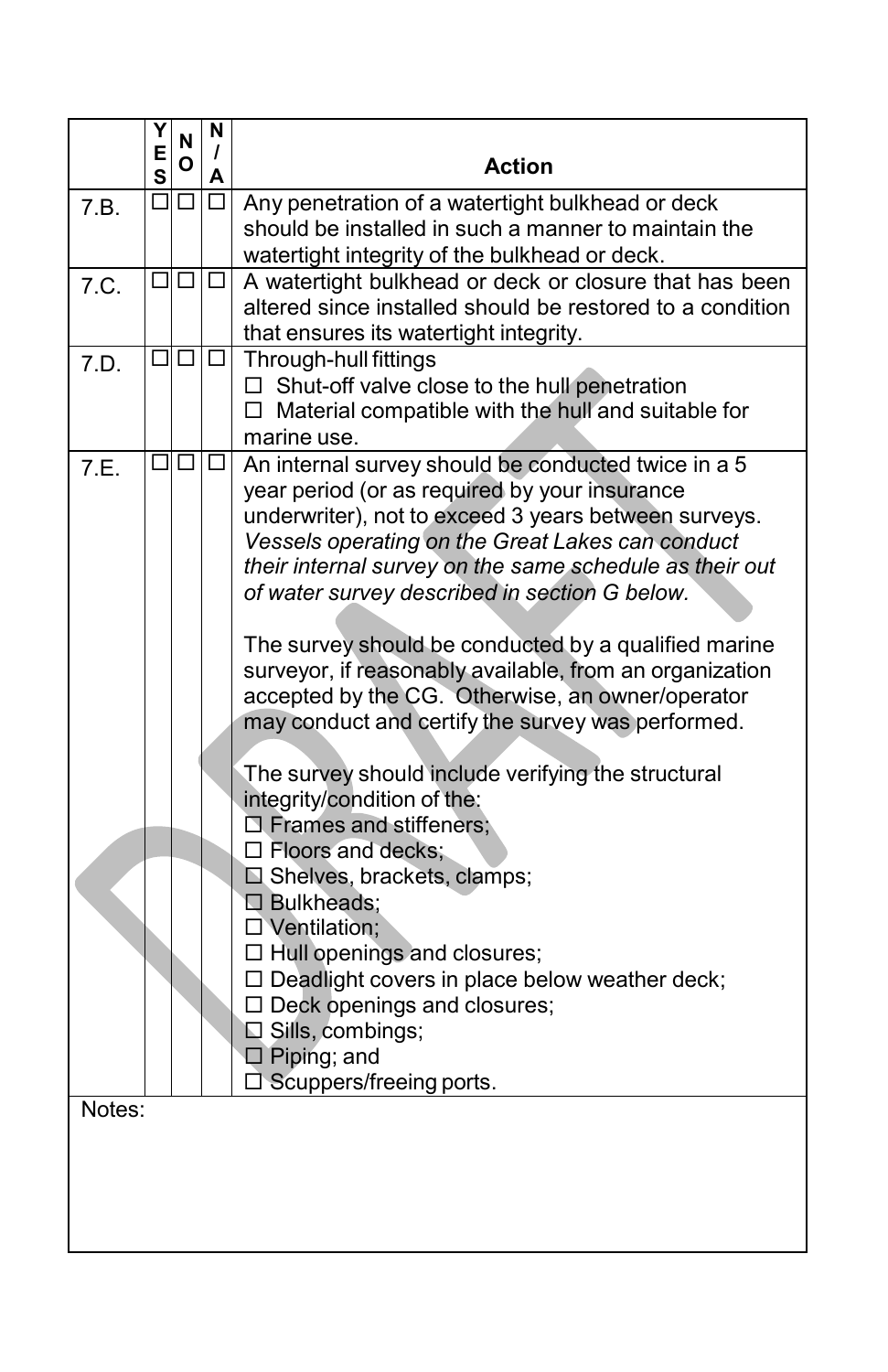| | YES | NO | N/A | Action |
|---|---|---|---|---|
| 7.B. | ☐ | ☐ | ☐ | Any penetration of a watertight bulkhead or deck should be installed in such a manner to maintain the watertight integrity of the bulkhead or deck. |
| 7.C. | ☐ | ☐ | ☐ | A watertight bulkhead or deck or closure that has been altered since installed should be restored to a condition that ensures its watertight integrity. |
| 7.D. | ☐ | ☐ | ☐ | Through-hull fittings<br>☐ Shut-off valve close to the hull penetration<br>☐ Material compatible with the hull and suitable for marine use. |
| 7.E. | ☐ | ☐ | ☐ | An internal survey should be conducted twice in a 5 year period (or as required by your insurance underwriter), not to exceed 3 years between surveys. *Vessels operating on the Great Lakes can conduct their internal survey on the same schedule as their out of water survey described in section G below.*<br><br>The survey should be conducted by a qualified marine surveyor, if reasonably available, from an organization accepted by the CG. Otherwise, an owner/operator may conduct and certify the survey was performed.<br><br>The survey should include verifying the structural integrity/condition of the:<br>☐ Frames and stiffeners;<br>☐ Floors and decks;<br>☐ Shelves, brackets, clamps;<br>☐ Bulkheads;<br>☐ Ventilation;<br>☐ Hull openings and closures;<br>☐ Deadlight covers in place below weather deck;<br>☐ Deck openings and closures;<br>☐ Sills, combings;<br>☐ Piping; and<br>☐ Scuppers/freeing ports. |

Notes: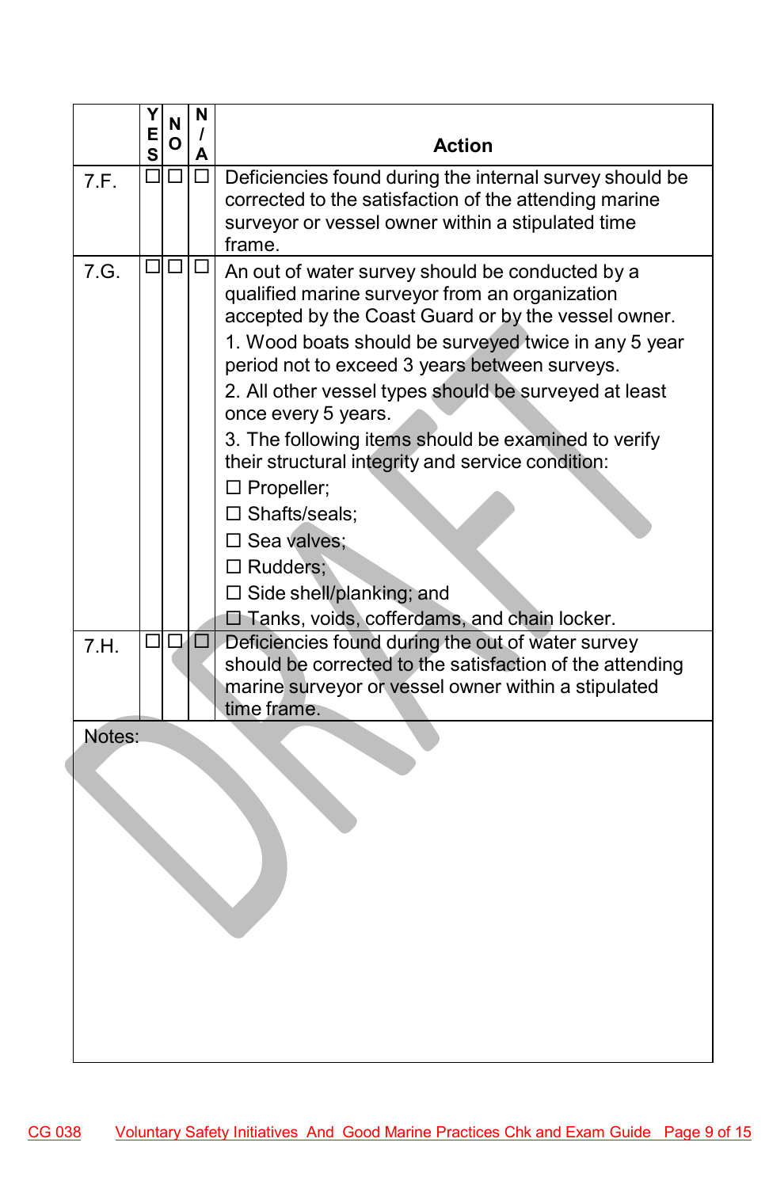| | YES | NO | N/A | Action |
|---|---|---|---|---|
| 7.F. | ☐ | ☐ | ☐ | Deficiencies found during the internal survey should be corrected to the satisfaction of the attending marine surveyor or vessel owner within a stipulated time frame. |
| 7.G. | ☐ | ☐ | ☐ | An out of water survey should be conducted by a qualified marine surveyor from an organization accepted by the Coast Guard or by the vessel owner.<br>1. Wood boats should be surveyed twice in any 5 year period not to exceed 3 years between surveys.<br>2. All other vessel types should be surveyed at least once every 5 years.<br>3. The following items should be examined to verify their structural integrity and service condition:<br>☐ Propeller;<br>☐ Shafts/seals;<br>☐ Sea valves;<br>☐ Rudders;<br>☐ Side shell/planking; and<br>☐ Tanks, voids, cofferdams, and chain locker. |
| 7.H. | ☐ | ☐ | ☐ | Deficiencies found during the out of water survey should be corrected to the satisfaction of the attending marine surveyor or vessel owner within a stipulated time frame. |

Notes: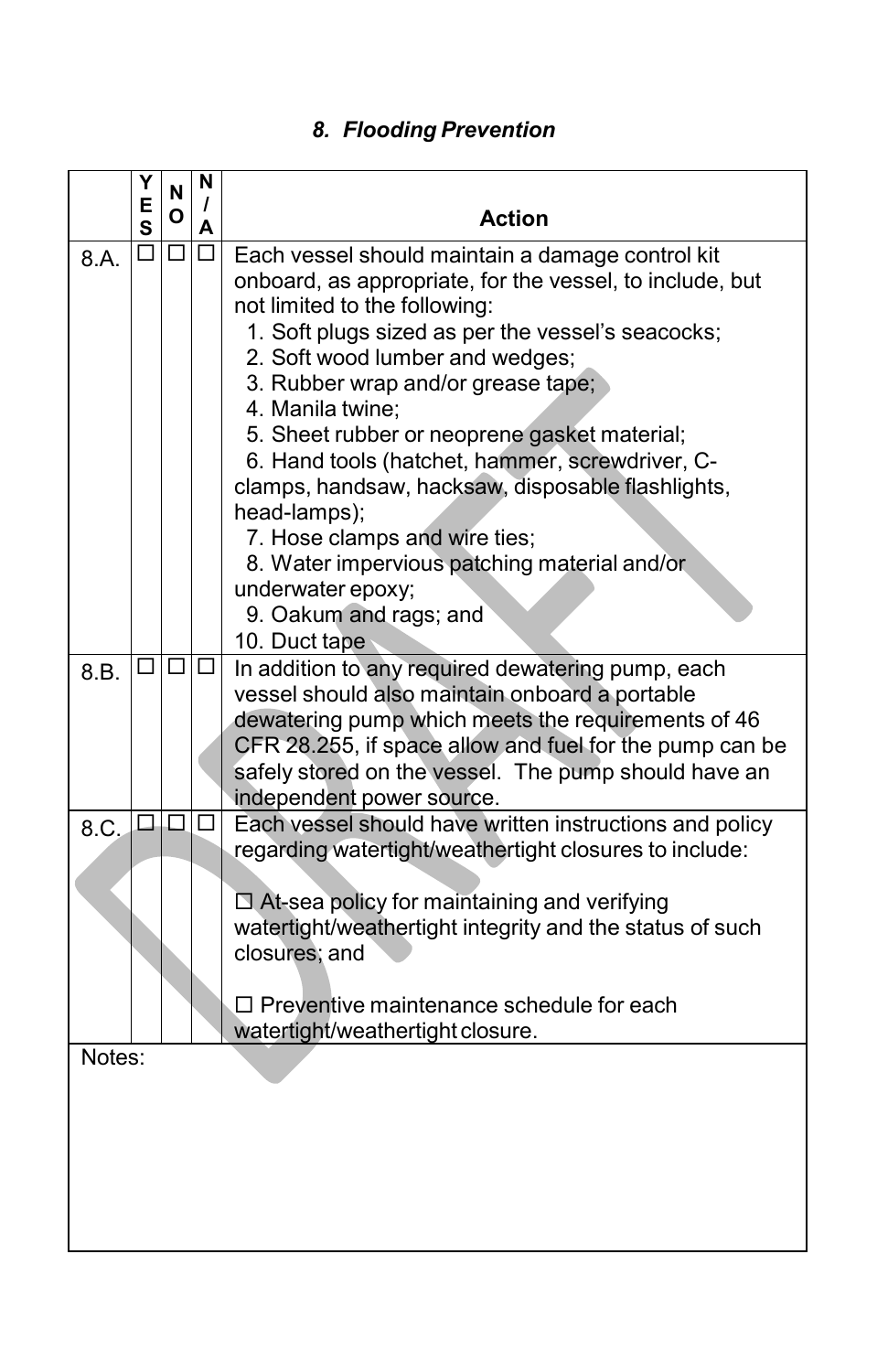### *8. Flooding Prevention*

| | YES | NO | N/A | Action |
|---|---|---|---|---|
| 8.A. | ☐ | ☐ | ☐ | Each vessel should maintain a damage control kit onboard, as appropriate, for the vessel, to include, but not limited to the following:<br>1. Soft plugs sized as per the vessel's seacocks;<br>2. Soft wood lumber and wedges;<br>3. Rubber wrap and/or grease tape;<br>4. Manila twine;<br>5. Sheet rubber or neoprene gasket material;<br>6. Hand tools (hatchet, hammer, screwdriver, C-clamps, handsaw, hacksaw, disposable flashlights, head-lamps);<br>7. Hose clamps and wire ties;<br>8. Water impervious patching material and/or underwater epoxy;<br>9. Oakum and rags; and<br>10. Duct tape |
| 8.B. | ☐ | ☐ | ☐ | In addition to any required dewatering pump, each vessel should also maintain onboard a portable dewatering pump which meets the requirements of 46 CFR 28.255, if space allow and fuel for the pump can be safely stored on the vessel. The pump should have an independent power source. |
| 8.C. | ☐ | ☐ | ☐ | Each vessel should have written instructions and policy regarding watertight/weathertight closures to include:<br><br>☐ At-sea policy for maintaining and verifying watertight/weathertight integrity and the status of such closures; and<br><br>☐ Preventive maintenance schedule for each watertight/weathertight closure. |
| Notes: | | | | |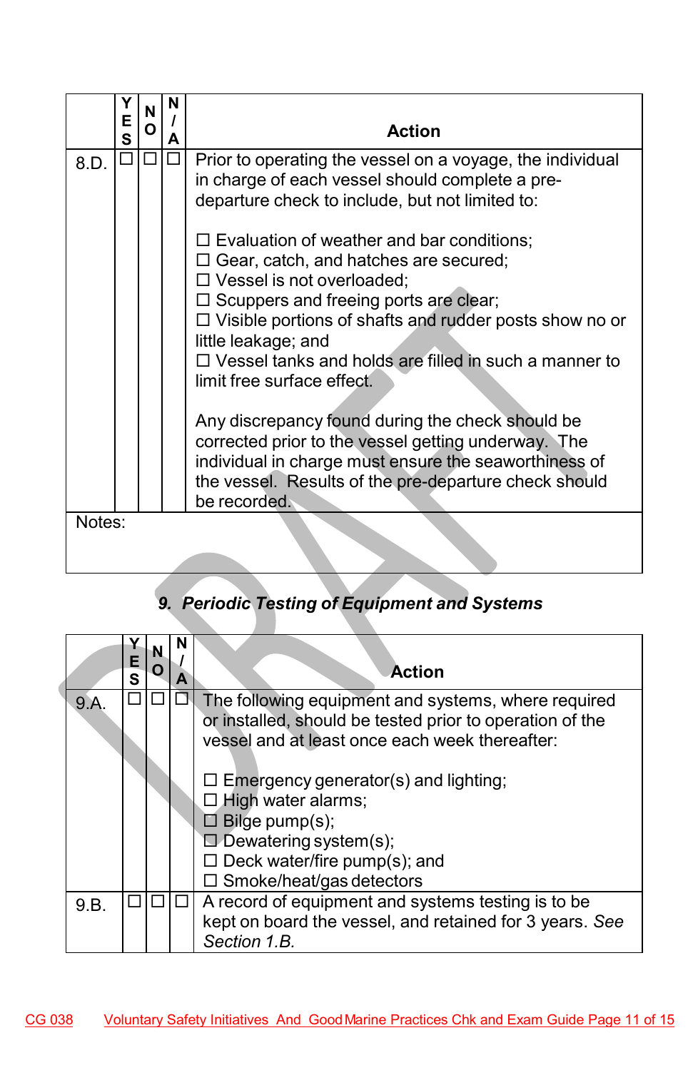| | YES | NO | N/A | Action |
|---|---|---|---|---|
| 8.D. | ☐ | ☐ | ☐ | Prior to operating the vessel on a voyage, the individual in charge of each vessel should complete a pre-departure check to include, but not limited to:<br><br>☐ Evaluation of weather and bar conditions;<br>☐ Gear, catch, and hatches are secured;<br>☐ Vessel is not overloaded;<br>☐ Scuppers and freeing ports are clear;<br>☐ Visible portions of shafts and rudder posts show no or little leakage; and<br>☐ Vessel tanks and holds are filled in such a manner to limit free surface effect.<br><br>Any discrepancy found during the check should be corrected prior to the vessel getting underway. The individual in charge must ensure the seaworthiness of the vessel. Results of the pre-departure check should be recorded. |
| Notes: | | | | |

## *9. Periodic Testing of Equipment and Systems*

| | YES | NO | N/A | Action |
|---|---|---|---|---|
| 9.A. | ☐ | ☐ | ☐ | The following equipment and systems, where required or installed, should be tested prior to operation of the vessel and at least once each week thereafter:<br><br>☐ Emergency generator(s) and lighting;<br>☐ High water alarms;<br>☐ Bilge pump(s);<br>☐ Dewatering system(s);<br>☐ Deck water/fire pump(s); and<br>☐ Smoke/heat/gas detectors |
| 9.B. | ☐ | ☐ | ☐ | A record of equipment and systems testing is to be kept on board the vessel, and retained for 3 years. *See Section 1.B.* |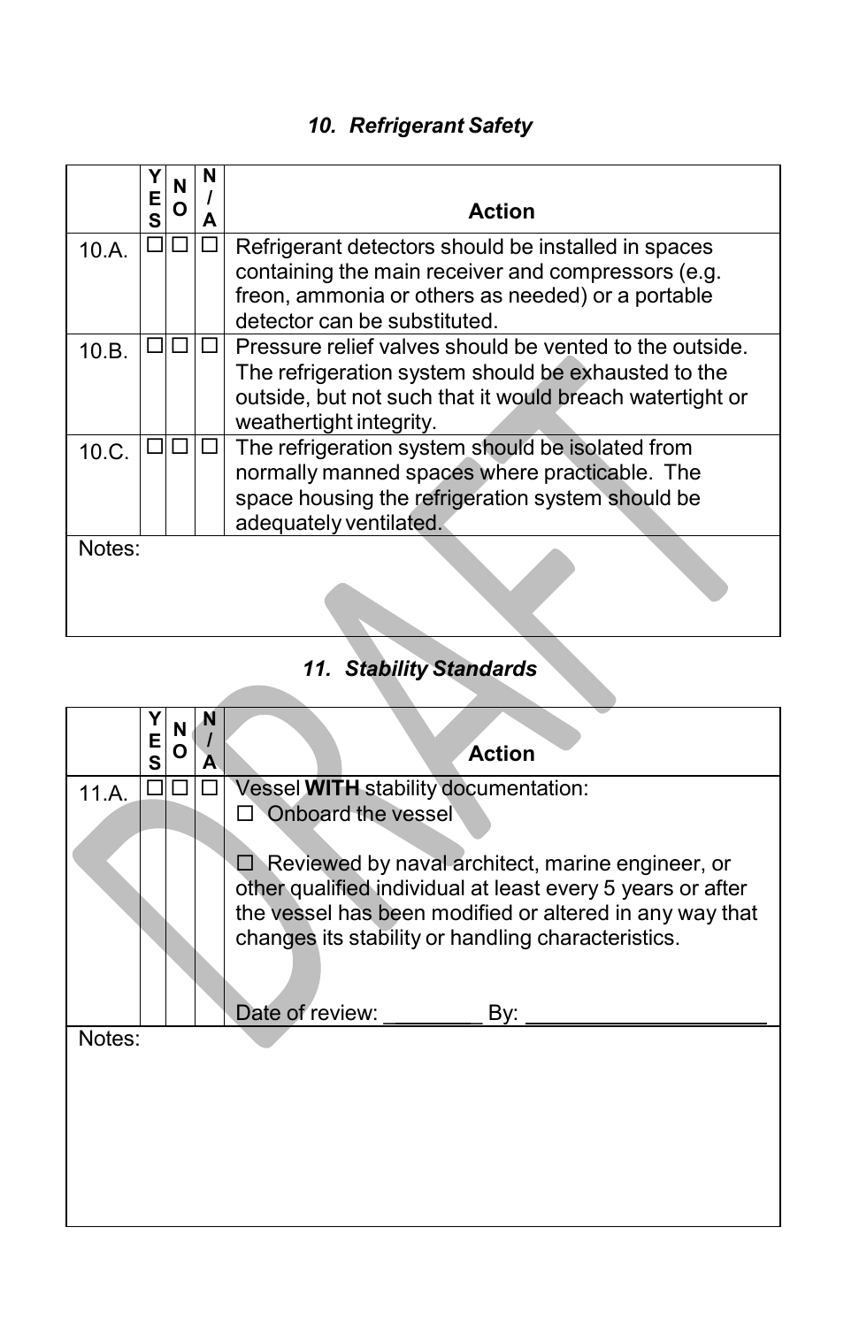### *10. Refrigerant Safety*

| | YES | NO | N/A | Action |
|---|---|---|---|---|
| 10.A. | ☐ | ☐ | ☐ | Refrigerant detectors should be installed in spaces containing the main receiver and compressors (e.g. freon, ammonia or others as needed) or a portable detector can be substituted. |
| 10.B. | ☐ | ☐ | ☐ | Pressure relief valves should be vented to the outside. The refrigeration system should be exhausted to the outside, but not such that it would breach watertight or weathertight integrity. |
| 10.C. | ☐ | ☐ | ☐ | The refrigeration system should be isolated from normally manned spaces where practicable. The space housing the refrigeration system should be adequately ventilated. |
| Notes: | | | | |

### *11. Stability Standards*

| | YES | NO | N/A | Action |
|---|---|---|---|---|
| 11.A. | ☐ | ☐ | ☐ | Vessel **WITH** stability documentation:<br>☐ Onboard the vessel<br><br>☐ Reviewed by naval architect, marine engineer, or other qualified individual at least every 5 years or after the vessel has been modified or altered in any way that changes its stability or handling characteristics.<br><br>Date of review: ________ By: ____________________ |
| Notes: | | | | |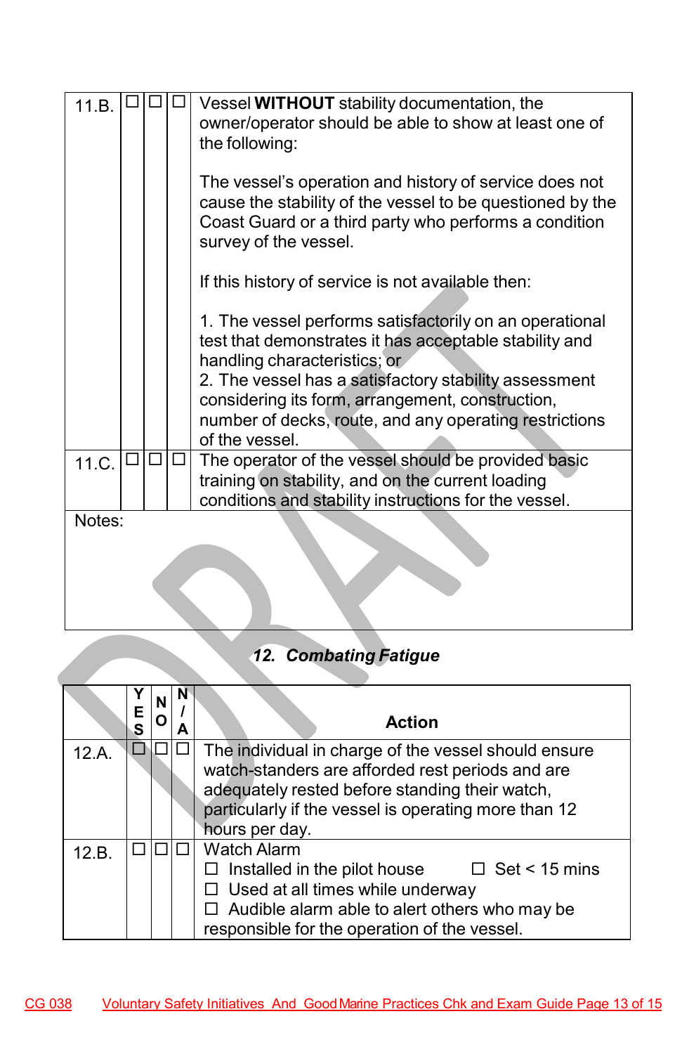| | | | | |
|---|---|---|---|---|
| 11.B. | ☐ | ☐ | ☐ | Vessel **WITHOUT** stability documentation, the owner/operator should be able to show at least one of the following:<br><br>The vessel's operation and history of service does not cause the stability of the vessel to be questioned by the Coast Guard or a third party who performs a condition survey of the vessel.<br><br>If this history of service is not available then:<br><br>1. The vessel performs satisfactorily on an operational test that demonstrates it has acceptable stability and handling characteristics; or<br>2. The vessel has a satisfactory stability assessment considering its form, arrangement, construction, number of decks, route, and any operating restrictions of the vessel. |
| 11.C. | ☐ | ☐ | ☐ | The operator of the vessel should be provided basic training on stability, and on the current loading conditions and stability instructions for the vessel. |
| Notes: | | | | |

## *12. Combating Fatigue*

| | YES | NO | N/A | Action |
|---|---|---|---|---|
| 12.A. | ☐ | ☐ | ☐ | The individual in charge of the vessel should ensure watch-standers are afforded rest periods and are adequately rested before standing their watch, particularly if the vessel is operating more than 12 hours per day. |
| 12.B. | ☐ | ☐ | ☐ | Watch Alarm<br>☐ Installed in the pilot house ☐ Set < 15 mins<br>☐ Used at all times while underway<br>☐ Audible alarm able to alert others who may be responsible for the operation of the vessel. |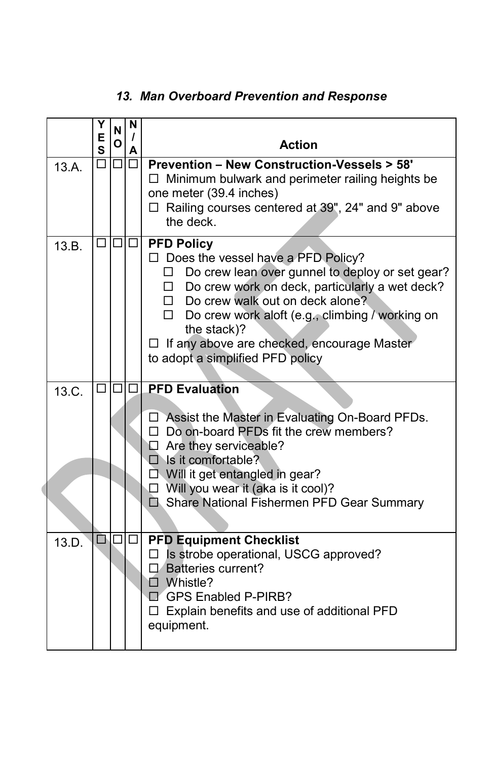### *13. Man Overboard Prevention and Response*

| | YES | NO | N/A | Action |
|---|---|---|---|---|
| 13.A. | ☐ | ☐ | ☐ | **Prevention – New Construction-Vessels > 58'**<br>☐ Minimum bulwark and perimeter railing heights be one meter (39.4 inches)<br>☐ Railing courses centered at 39", 24" and 9" above the deck. |
| 13.B. | ☐ | ☐ | ☐ | **PFD Policy**<br>☐ Does the vessel have a PFD Policy?<br>☐ Do crew lean over gunnel to deploy or set gear?<br>☐ Do crew work on deck, particularly a wet deck?<br>☐ Do crew walk out on deck alone?<br>☐ Do crew work aloft (e.g., climbing / working on the stack)?<br>☐ If any above are checked, encourage Master to adopt a simplified PFD policy |
| 13.C. | ☐ | ☐ | ☐ | **PFD Evaluation**<br>☐ Assist the Master in Evaluating On-Board PFDs.<br>☐ Do on-board PFDs fit the crew members?<br>☐ Are they serviceable?<br>☐ Is it comfortable?<br>☐ Will it get entangled in gear?<br>☐ Will you wear it (aka is it cool)?<br>☐ Share National Fishermen PFD Gear Summary |
| 13.D. | ☐ | ☐ | ☐ | **PFD Equipment Checklist**<br>☐ Is strobe operational, USCG approved?<br>☐ Batteries current?<br>☐ Whistle?<br>☐ GPS Enabled P-PIRB?<br>☐ Explain benefits and use of additional PFD equipment. |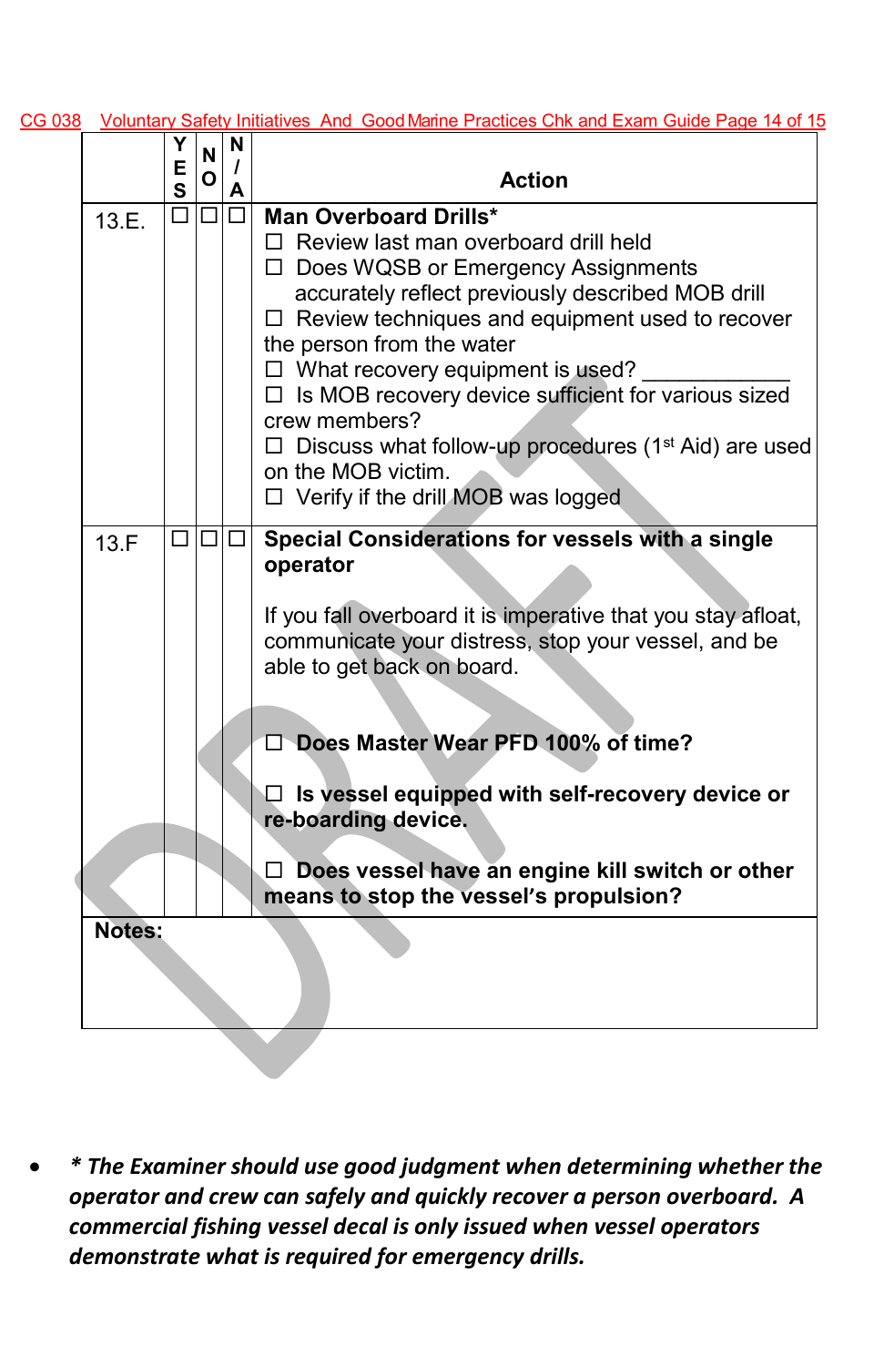| | YES | NO | N/A | Action |
|---|---|---|---|---|
| 13.E. | ☐ | ☐ | ☐ | **Man Overboard Drills***<br>☐ Review last man overboard drill held<br>☐ Does WQSB or Emergency Assignments accurately reflect previously described MOB drill<br>☐ Review techniques and equipment used to recover the person from the water<br>☐ What recovery equipment is used? ____________<br>☐ Is MOB recovery device sufficient for various sized crew members?<br>☐ Discuss what follow-up procedures (1st Aid) are used on the MOB victim.<br>☐ Verify if the drill MOB was logged |
| 13.F | ☐ | ☐ | ☐ | **Special Considerations for vessels with a single operator**<br><br>If you fall overboard it is imperative that you stay afloat, communicate your distress, stop your vessel, and be able to get back on board.<br><br>☐ **Does Master Wear PFD 100% of time?**<br><br>☐ **Is vessel equipped with self-recovery device or re-boarding device.**<br><br>☐ **Does vessel have an engine kill switch or other means to stop the vessel's propulsion?** |
| **Notes:** | | | | |

- ***\* The Examiner should use good judgment when determining whether the operator and crew can safely and quickly recover a person overboard. A commercial fishing vessel decal is only issued when vessel operators demonstrate what is required for emergency drills.***